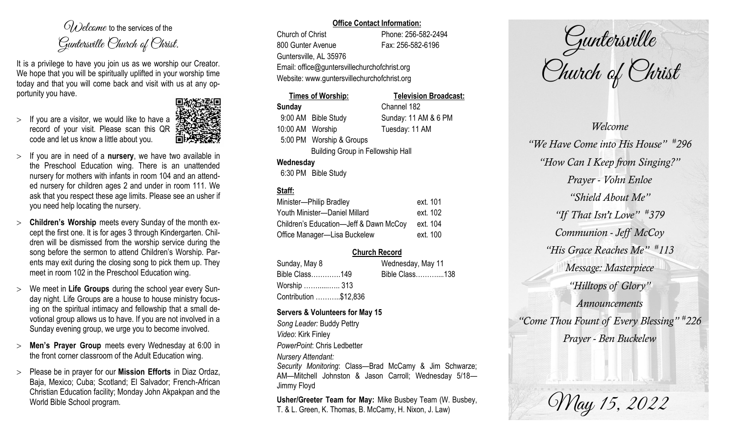*Welcome* to the services of the *Guntersville Church of Christ.*

It is a privilege to have you join us as we worship our Creator. We hope that you will be spiritually uplifted in your worship time today and that you will come back and visit with us at any opportunity you have.

- If you are a visitor, we would like to have a record of your visit. Please scan this QR code and let us know a little about you.
- If you are in need of a **nursery**, we have two available in the Preschool Education wing. There is an unattended nursery for mothers with infants in room 104 and an attended nursery for children ages 2 and under in room 111. We ask that you respect these age limits. Please see an usher if you need help locating the nursery.
- **Children's Worship** meets every Sunday of the month except the first one. It is for ages 3 through Kindergarten. Children will be dismissed from the worship service during the song before the sermon to attend Children's Worship. Parents may exit during the closing song to pick them up. They meet in room 102 in the Preschool Education wing.
- We meet in **Life Groups** during the school year every Sunday night. Life Groups are a house to house ministry focusing on the spiritual intimacy and fellowship that a small devotional group allows us to have. If you are not involved in a Sunday evening group, we urge you to become involved.
- **Men's Prayer Group** meets every Wednesday at 6:00 in the front corner classroom of the Adult Education wing.
- Please be in prayer for our **Mission Efforts** in Diaz Ordaz, Baja, Mexico; Cuba; Scotland; El Salvador; French-African Christian Education facility; Monday John Akpakpan and the World Bible School program.

**Office Contact Information:**

Church of Christ — Phone: 256-582-2494
800 Gunter Avenue — Fax: 256-582-6196
Guntersville, AL 35976
Email: office@guntersvillechurchofchrist.org
Website: www.guntersvillechurchofchrist.org

**Times of Worship:**

**Sunday**
9:00 AM Bible Study
10:00 AM Worship
5:00 PM Worship & Groups
Building Group in Fellowship Hall

**Wednesday**
6:30 PM Bible Study

**Television Broadcast:**

Channel 182
Sunday: 11 AM & 6 PM
Tuesday: 11 AM

**Staff:**

| | |
|---|---|
| Minister—Philip Bradley | ext. 101 |
| Youth Minister—Daniel Millard | ext. 102 |
| Children's Education—Jeff & Dawn McCoy | ext. 104 |
| Office Manager—Lisa Buckelew | ext. 100 |

**Church Record**

| Sunday, May 8 | Wednesday, May 11 |
|---|---|
| Bible Class…………149 | Bible Class………...138 |
| Worship ……...….. 313 | |
| Contribution ………..$12,836 | |

**Servers & Volunteers for May 15**

*Song Leader:* Buddy Pettry
*Video*: Kirk Finley
*PowerPoint*: Chris Ledbetter
*Nursery Attendant:*
*Security Monitoring*: Class—Brad McCamy & Jim Schwarze; AM—Mitchell Johnston & Jason Carroll; Wednesday 5/18—Jimmy Floyd

**Usher/Greeter Team for May:** Mike Busbey Team (W. Busbey, T. & L. Green, K. Thomas, B. McCamy, H. Nixon, J. Law)

# Guntersville Church of Christ

*Welcome*
*"We Have Come into His House" #296*
*"How Can I Keep from Singing?"*
*Prayer - Vohn Enloe*
*"Shield About Me"*
*"If That Isn't Love" #379*
*Communion - Jeff McCoy*
*"His Grace Reaches Me" #113*
*Message: Masterpiece*
*"Hilltops of Glory"*
*Announcements*
*"Come Thou Fount of Every Blessing" #226*
*Prayer - Ben Buckelew*

*May 15, 2022*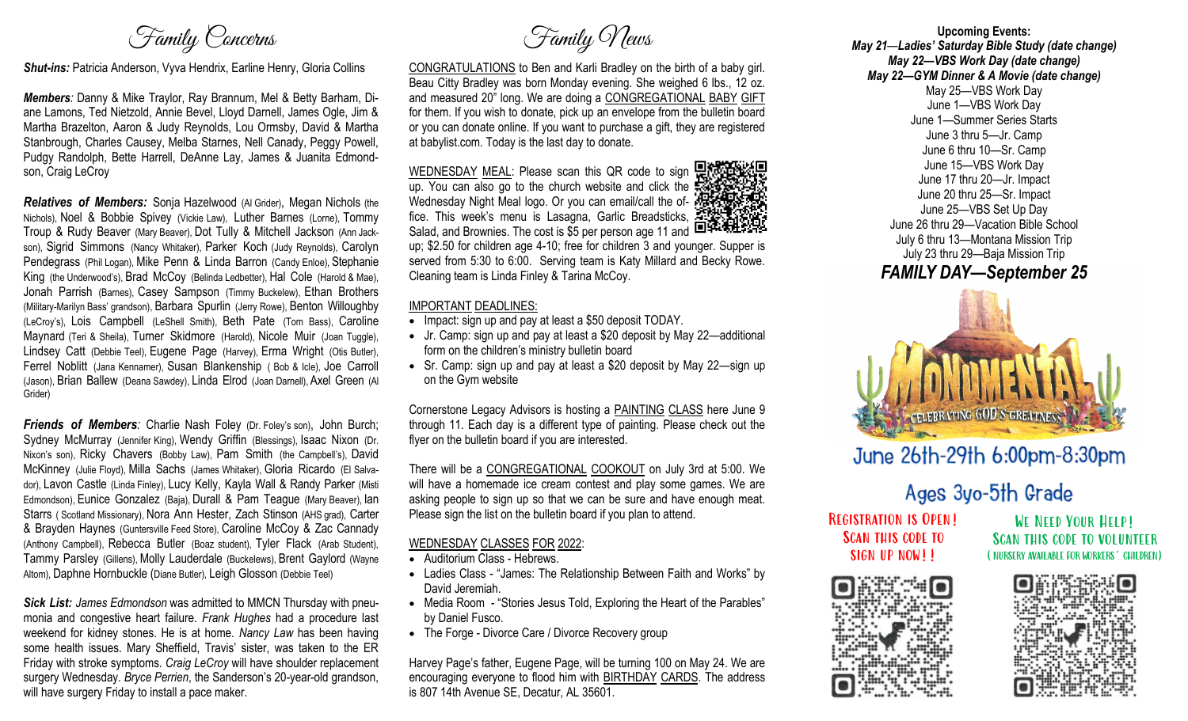# Family Concerns

***Shut-ins:*** Patricia Anderson, Vyva Hendrix, Earline Henry, Gloria Collins

***Members:*** Danny & Mike Traylor, Ray Brannum, Mel & Betty Barham, Diane Lamons, Ted Nietzold, Annie Bevel, Lloyd Darnell, James Ogle, Jim & Martha Brazelton, Aaron & Judy Reynolds, Lou Ormsby, David & Martha Stanbrough, Charles Causey, Melba Starnes, Nell Canady, Peggy Powell, Pudgy Randolph, Bette Harrell, DeAnne Lay, James & Juanita Edmondson, Craig LeCroy

***Relatives of Members:*** Sonja Hazelwood (Al Grider), Megan Nichols (the Nichols), Noel & Bobbie Spivey (Vickie Law), Luther Barnes (Lorne), Tommy Troup & Rudy Beaver (Mary Beaver), Dot Tully & Mitchell Jackson (Ann Jackson), Sigrid Simmons (Nancy Whitaker), Parker Koch (Judy Reynolds), Carolyn Pendegrass (Phil Logan), Mike Penn & Linda Barron (Candy Enloe), Stephanie King (the Underwood's), Brad McCoy (Belinda Ledbetter), Hal Cole (Harold & Mae), Jonah Parrish (Barnes), Casey Sampson (Timmy Buckelew), Ethan Brothers (Military-Marilyn Bass' grandson), Barbara Spurlin (Jerry Rowe), Benton Willoughby (LeCroy's), Lois Campbell (LeShell Smith), Beth Pate (Tom Bass), Caroline Maynard (Teri & Sheila), Turner Skidmore (Harold), Nicole Muir (Joan Tuggle), Lindsey Catt (Debbie Teel), Eugene Page (Harvey), Erma Wright (Otis Butler), Ferrel Noblitt (Jana Kennamer), Susan Blankenship ( Bob & Icle), Joe Carroll (Jason), Brian Ballew (Deana Sawdey), Linda Elrod (Joan Darnell), Axel Green (Al Grider)

***Friends of Members:*** Charlie Nash Foley (Dr. Foley's son), John Burch; Sydney McMurray (Jennifer King), Wendy Griffin (Blessings), Isaac Nixon (Dr. Nixon's son), Ricky Chavers (Bobby Law), Pam Smith (the Campbell's), David McKinney (Julie Floyd), Milla Sachs (James Whitaker), Gloria Ricardo (El Salvador), Lavon Castle (Linda Finley), Lucy Kelly, Kayla Wall & Randy Parker (Misti Edmondson), Eunice Gonzalez (Baja), Durall & Pam Teague (Mary Beaver), Ian Starrs ( Scotland Missionary), Nora Ann Hester, Zach Stinson (AHS grad), Carter & Brayden Haynes (Guntersville Feed Store), Caroline McCoy & Zac Cannady (Anthony Campbell), Rebecca Butler (Boaz student), Tyler Flack (Arab Student), Tammy Parsley (Gillens), Molly Lauderdale (Buckelews), Brent Gaylord (Wayne Altom), Daphne Hornbuckle (Diane Butler), Leigh Glosson (Debbie Teel)

***Sick List:*** *James Edmondson* was admitted to MMCN Thursday with pneumonia and congestive heart failure. *Frank Hughes* had a procedure last weekend for kidney stones. He is at home. *Nancy Law* has been having some health issues. Mary Sheffield, Travis' sister, was taken to the ER Friday with stroke symptoms. *Craig LeCroy* will have shoulder replacement surgery Wednesday. *Bryce Perrien*, the Sanderson's 20-year-old grandson, will have surgery Friday to install a pace maker.

# Family News

CONGRATULATIONS to Ben and Karli Bradley on the birth of a baby girl. Beau Citty Bradley was born Monday evening. She weighed 6 lbs., 12 oz. and measured 20" long. We are doing a CONGREGATIONAL BABY GIFT for them. If you wish to donate, pick up an envelope from the bulletin board or you can donate online. If you want to purchase a gift, they are registered at babylist.com. Today is the last day to donate.

WEDNESDAY MEAL: Please scan this QR code to sign up. You can also go to the church website and click the Wednesday Night Meal logo. Or you can email/call the office. This week's menu is Lasagna, Garlic Breadsticks, Salad, and Brownies. The cost is $5 per person age 11 and up; $2.50 for children age 4-10; free for children 3 and younger. Supper is served from 5:30 to 6:00. Serving team is Katy Millard and Becky Rowe. Cleaning team is Linda Finley & Tarina McCoy.

IMPORTANT DEADLINES:

- Impact: sign up and pay at least a $50 deposit TODAY.
- Jr. Camp: sign up and pay at least a $20 deposit by May 22—additional form on the children's ministry bulletin board
- Sr. Camp: sign up and pay at least a $20 deposit by May 22—sign up on the Gym website

Cornerstone Legacy Advisors is hosting a PAINTING CLASS here June 9 through 11. Each day is a different type of painting. Please check out the flyer on the bulletin board if you are interested.

There will be a CONGREGATIONAL COOKOUT on July 3rd at 5:00. We will have a homemade ice cream contest and play some games. We are asking people to sign up so that we can be sure and have enough meat. Please sign the list on the bulletin board if you plan to attend.

WEDNESDAY CLASSES FOR 2022:

- Auditorium Class - Hebrews.
- Ladies Class - "James: The Relationship Between Faith and Works" by David Jeremiah.
- Media Room - "Stories Jesus Told, Exploring the Heart of the Parables" by Daniel Fusco.
- The Forge - Divorce Care / Divorce Recovery group

Harvey Page's father, Eugene Page, will be turning 100 on May 24. We are encouraging everyone to flood him with BIRTHDAY CARDS. The address is 807 14th Avenue SE, Decatur, AL 35601.

**Upcoming Events:**

***May 21—Ladies' Saturday Bible Study (date change)***
***May 22—VBS Work Day (date change)***
***May 22—GYM Dinner & A Movie (date change)***
May 25—VBS Work Day
June 1—VBS Work Day
June 1—Summer Series Starts
June 3 thru 5—Jr. Camp
June 6 thru 10—Sr. Camp
June 15—VBS Work Day
June 17 thru 20—Jr. Impact
June 20 thru 25—Sr. Impact
June 25—VBS Set Up Day
June 26 thru 29—Vacation Bible School
July 6 thru 13—Montana Mission Trip
July 23 thru 29—Baja Mission Trip

***FAMILY DAY—September 25***

MONUMENTAL
CELEBRATING GOD'S GREATNESS

June 26th-29th 6:00pm-8:30pm

Ages 3yo-5th Grade

REGISTRATION IS OPEN! SCAN THIS CODE TO SIGN UP NOW!!

WE NEED YOUR HELP! SCAN THIS CODE TO VOLUNTEER (NURSERY AVAILABLE FOR WORKERS' CHILDREN)